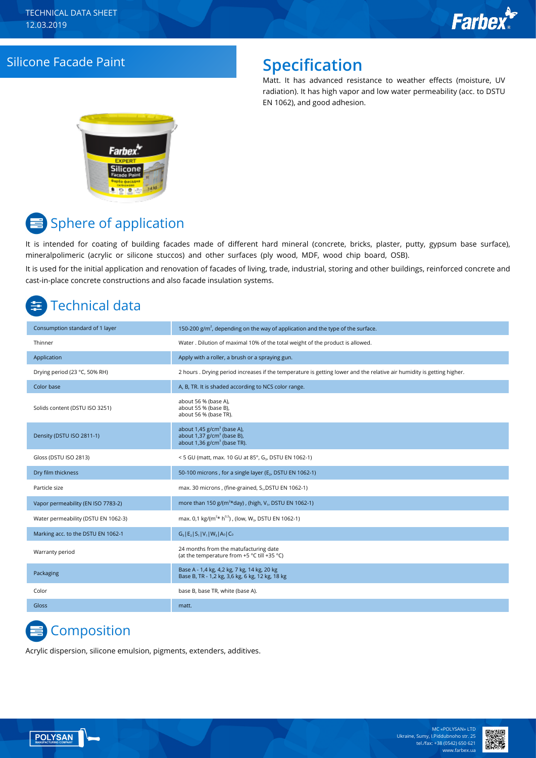TECHNICAL DATA SHEET
12.03.2019

# Silicone Facade Paint

## Specification

Matt. It has advanced resistance to weather effects (moisture, UV radiation). It has high vapor and low water permeability (acc. to DSTU EN 1062), and good adhesion.

## Sphere of application

It is intended for coating of building facades made of different hard mineral (concrete, bricks, plaster, putty, gypsum base surface), mineralpolimeric (acrylic or silicone stuccos) and other surfaces (ply wood, MDF, wood chip board, OSB).

It is used for the initial application and renovation of facades of living, trade, industrial, storing and other buildings, reinforced concrete and cast-in-place concrete constructions and also facade insulation systems.

## Technical data

| | |
|---|---|
| Consumption standard of 1 layer | 150-200 g/m$^2$, depending on the way of application and the type of the surface. |
| Thinner | Water . Dilution of maximal 10% of the total weight of the product is allowed. |
| Application | Apply with a roller, a brush or a spraying gun. |
| Drying period (23 °C, 50% RH) | 2 hours . Drying period increases if the temperature is getting lower and the relative air humidity is getting higher. |
| Color base | A, B, TR. It is shaded according to NCS color range. |
| Solids content (DSTU ISO 3251) | about 56 % (base A), about 55 % (base B), about 56 % (base TR). |
| Density (DSTU ISO 2811-1) | about 1,45 g/cm$^3$ (base A), about 1,37 g/cm$^3$ (base B), about 1,36 g/cm$^3$ (base TR). |
| Gloss (DSTU ISO 2813) | < 5 GU (matt, max. 10 GU at 85°, $G_3$, DSTU EN 1062-1) |
| Dry film thickness | 50-100 microns , for a single layer ($E_2$, DSTU EN 1062-1) |
| Particle size | max. 30 microns , (fine-grained, $S_1$,DSTU EN 1062-1) |
| Vapor permeability (EN ISO 7783-2) | more than 150 g/(m$^2$*day) , (high, $V_1$, DSTU EN 1062-1) |
| Water permeability (DSTU EN 1062-3) | max. 0,1 kg/(m$^2$* h$^{0.5}$) , (low, $W_3$, DSTU EN 1062-1) |
| Marking acc. to the DSTU EN 1062-1 | $G_3$\|$E_2$\|$S_1$\|$V_1$\|$W_3$\|$A_0$\|$C_0$ |
| Warranty period | 24 months from the matufacturing date (at the temperature from +5 °C till +35 °C) |
| Packaging | Base A - 1,4 kg, 4,2 kg, 7 kg, 14 kg, 20 kg<br>Base B, TR - 1,2 kg, 3,6 kg, 6 kg, 12 kg, 18 kg |
| Color | base B, base TR, white (base A). |
| Gloss | matt. |

## Composition

Acrylic dispersion, silicone emulsion, pigments, extenders, additives.

MC «POLYSAN» LTD
Ukraine, Sumy, I.Piddubnoho str. 25
tel./fax: +38 (0542) 650 621
www.farbex.ua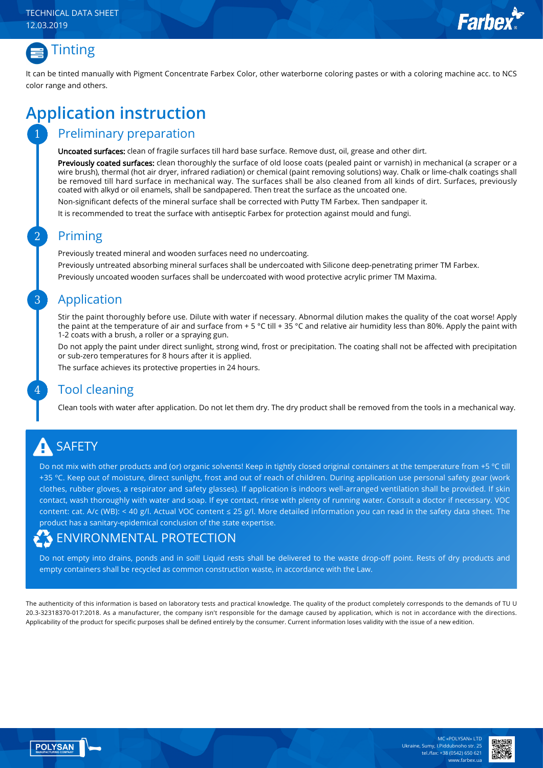# Tinting

It can be tinted manually with Pigment Concentrate Farbex Color, other waterborne coloring pastes or with a coloring machine acc. to NCS color range and others.

# Application instruction

## 1 Preliminary preparation

**Uncoated surfaces:** clean of fragile surfaces till hard base surface. Remove dust, oil, grease and other dirt.

**Previously coated surfaces:** clean thoroughly the surface of old loose coats (pealed paint or varnish) in mechanical (a scraper or a wire brush), thermal (hot air dryer, infrared radiation) or chemical (paint removing solutions) way. Chalk or lime-chalk coatings shall be removed till hard surface in mechanical way. The surfaces shall be also cleaned from all kinds of dirt. Surfaces, previously coated with alkyd or oil enamels, shall be sandpapered. Then treat the surface as the uncoated one.

Non-significant defects of the mineral surface shall be corrected with Putty TM Farbex. Then sandpaper it.

It is recommended to treat the surface with antiseptic Farbex for protection against mould and fungi.

## 2 Priming

Previously treated mineral and wooden surfaces need no undercoating.

Previously untreated absorbing mineral surfaces shall be undercoated with Silicone deep-penetrating primer TM Farbex.

Previously uncoated wooden surfaces shall be undercoated with wood protective acrylic primer TM Maxima.

## 3 Application

Stir the paint thoroughly before use. Dilute with water if necessary. Abnormal dilution makes the quality of the coat worse! Apply the paint at the temperature of air and surface from + 5 °C till + 35 °C and relative air humidity less than 80%. Apply the paint with 1-2 coats with a brush, a roller or a spraying gun.

Do not apply the paint under direct sunlight, strong wind, frost or precipitation. The coating shall not be affected with precipitation or sub-zero temperatures for 8 hours after it is applied.

The surface achieves its protective properties in 24 hours.

## 4 Tool cleaning

Clean tools with water after application. Do not let them dry. The dry product shall be removed from the tools in a mechanical way.

# SAFETY

Do not mix with other products and (or) organic solvents! Keep in tightly closed original containers at the temperature from +5 °C till +35 °C. Keep out of moisture, direct sunlight, frost and out of reach of children. During application use personal safety gear (work clothes, rubber gloves, a respirator and safety glasses). If application is indoors well-arranged ventilation shall be provided. If skin contact, wash thoroughly with water and soap. If eye contact, rinse with plenty of running water. Consult a doctor if necessary. VOC content: cat. A/c (WB): < 40 g/l. Actual VOC content ≤ 25 g/l. More detailed information you can read in the safety data sheet. The product has a sanitary-epidemical conclusion of the state expertise.

# ENVIRONMENTAL PROTECTION

Do not empty into drains, ponds and in soil! Liquid rests shall be delivered to the waste drop-off point. Rests of dry products and empty containers shall be recycled as common construction waste, in accordance with the Law.

The authenticity of this information is based on laboratory tests and practical knowledge. The quality of the product completely corresponds to the demands of TU U 20.3-32318370-017:2018. As a manufacturer, the company isn't responsible for the damage caused by application, which is not in accordance with the directions. Applicability of the product for specific purposes shall be defined entirely by the consumer. Current information loses validity with the issue of a new edition.

MC «POLYSAN» LTD
Ukraine, Sumy, I.Piddubnoho str. 25
tel./fax: +38 (0542) 650 621
www.farbex.ua